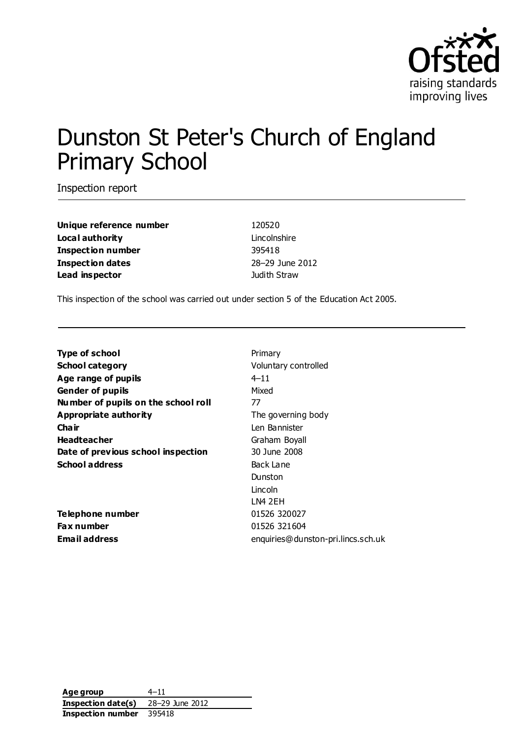# Dunston St Peter's Church of England Primary School

Inspection report

| | |
|---|---|
| **Unique reference number** | 120520 |
| **Local authority** | Lincolnshire |
| **Inspection number** | 395418 |
| **Inspection dates** | 28–29 June 2012 |
| **Lead inspector** | Judith Straw |

This inspection of the school was carried out under section 5 of the Education Act 2005.

| | |
|---|---|
| **Type of school** | Primary |
| **School category** | Voluntary controlled |
| **Age range of pupils** | 4–11 |
| **Gender of pupils** | Mixed |
| **Number of pupils on the school roll** | 77 |
| **Appropriate authority** | The governing body |
| **Chair** | Len Bannister |
| **Headteacher** | Graham Boyall |
| **Date of previous school inspection** | 30 June 2008 |
| **School address** | Back Lane<br>Dunston<br>Lincoln<br>LN4 2EH |
| **Telephone number** | 01526 320027 |
| **Fax number** | 01526 321604 |
| **Email address** | enquiries@dunston-pri.lincs.sch.uk |

| | |
|---|---|
| **Age group** | 4–11 |
| **Inspection date(s)** | 28–29 June 2012 |
| **Inspection number** | 395418 |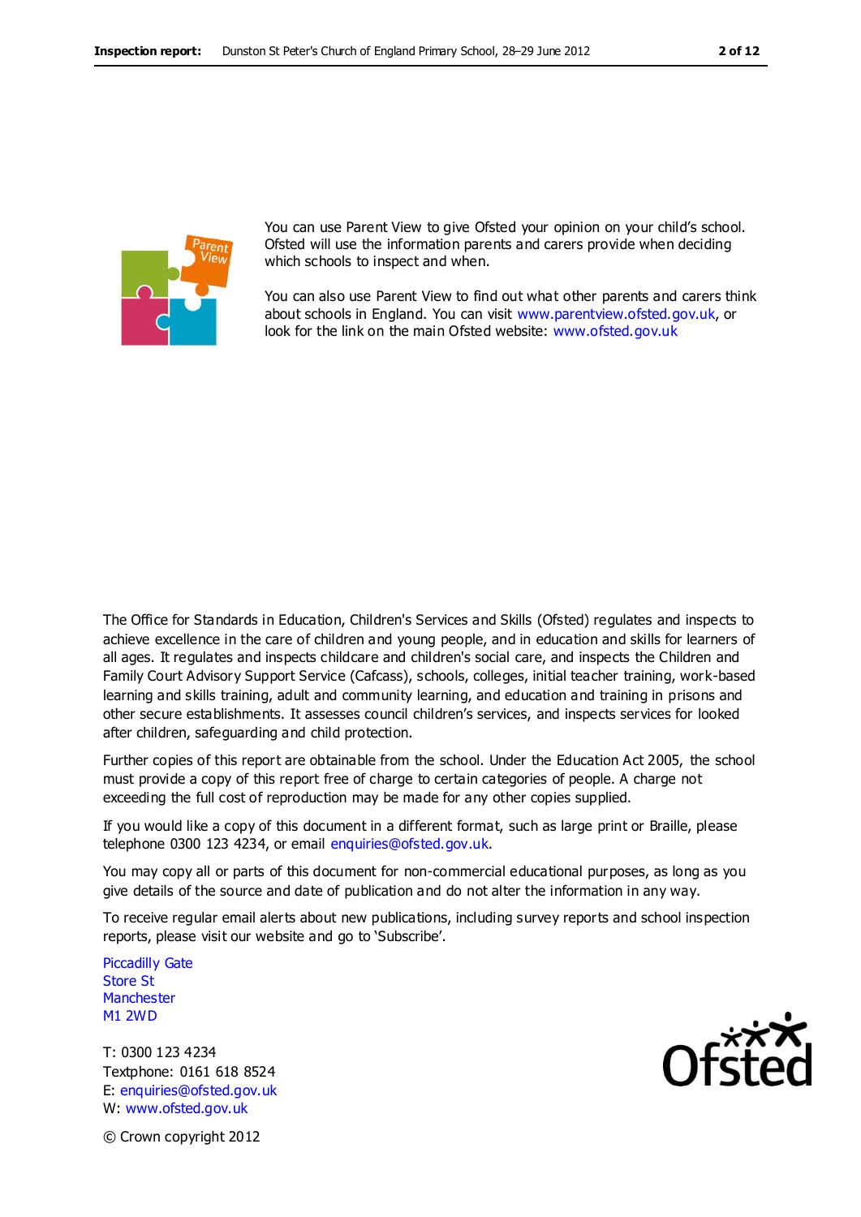You can use Parent View to give Ofsted your opinion on your child's school. Ofsted will use the information parents and carers provide when deciding which schools to inspect and when.

You can also use Parent View to find out what other parents and carers think about schools in England. You can visit www.parentview.ofsted.gov.uk, or look for the link on the main Ofsted website: www.ofsted.gov.uk

The Office for Standards in Education, Children's Services and Skills (Ofsted) regulates and inspects to achieve excellence in the care of children and young people, and in education and skills for learners of all ages. It regulates and inspects childcare and children's social care, and inspects the Children and Family Court Advisory Support Service (Cafcass), schools, colleges, initial teacher training, work-based learning and skills training, adult and community learning, and education and training in prisons and other secure establishments. It assesses council children's services, and inspects services for looked after children, safeguarding and child protection.

Further copies of this report are obtainable from the school. Under the Education Act 2005, the school must provide a copy of this report free of charge to certain categories of people. A charge not exceeding the full cost of reproduction may be made for any other copies supplied.

If you would like a copy of this document in a different format, such as large print or Braille, please telephone 0300 123 4234, or email enquiries@ofsted.gov.uk.

You may copy all or parts of this document for non-commercial educational purposes, as long as you give details of the source and date of publication and do not alter the information in any way.

To receive regular email alerts about new publications, including survey reports and school inspection reports, please visit our website and go to 'Subscribe'.

Piccadilly Gate
Store St
Manchester
M1 2WD

T: 0300 123 4234
Textphone: 0161 618 8524
E: enquiries@ofsted.gov.uk
W: www.ofsted.gov.uk

© Crown copyright 2012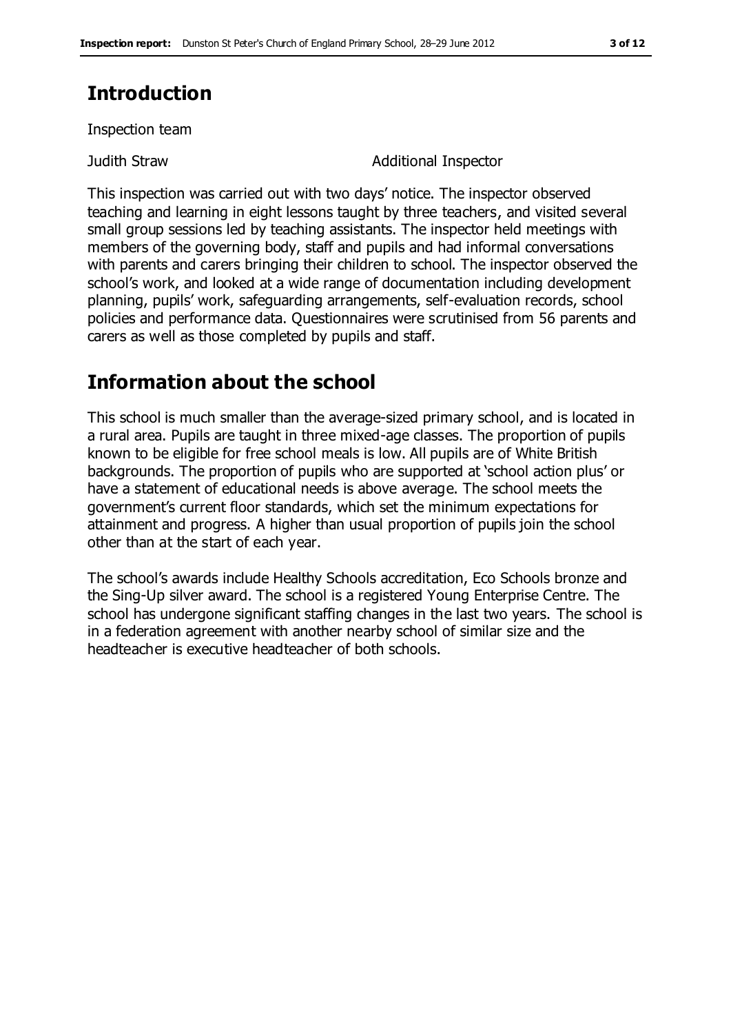## Introduction

Inspection team

| | |
|---|---|
| Judith Straw | Additional Inspector |

This inspection was carried out with two days' notice. The inspector observed teaching and learning in eight lessons taught by three teachers, and visited several small group sessions led by teaching assistants. The inspector held meetings with members of the governing body, staff and pupils and had informal conversations with parents and carers bringing their children to school. The inspector observed the school's work, and looked at a wide range of documentation including development planning, pupils' work, safeguarding arrangements, self-evaluation records, school policies and performance data. Questionnaires were scrutinised from 56 parents and carers as well as those completed by pupils and staff.

## Information about the school

This school is much smaller than the average-sized primary school, and is located in a rural area. Pupils are taught in three mixed-age classes. The proportion of pupils known to be eligible for free school meals is low. All pupils are of White British backgrounds. The proportion of pupils who are supported at 'school action plus' or have a statement of educational needs is above average. The school meets the government's current floor standards, which set the minimum expectations for attainment and progress. A higher than usual proportion of pupils join the school other than at the start of each year.

The school's awards include Healthy Schools accreditation, Eco Schools bronze and the Sing-Up silver award. The school is a registered Young Enterprise Centre. The school has undergone significant staffing changes in the last two years. The school is in a federation agreement with another nearby school of similar size and the headteacher is executive headteacher of both schools.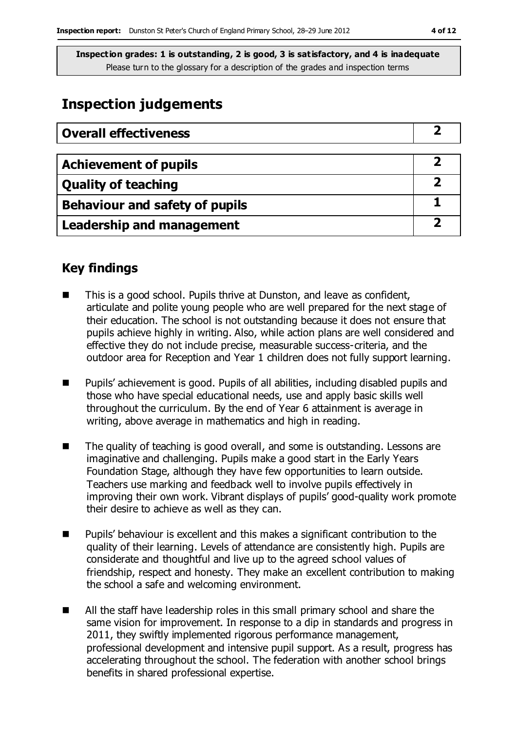**Inspection grades: 1 is outstanding, 2 is good, 3 is satisfactory, and 4 is inadequate**
Please turn to the glossary for a description of the grades and inspection terms

# Inspection judgements

| Overall effectiveness | 2 |
|---|---|

| Achievement of pupils | 2 |
|---|---|
| Quality of teaching | 2 |
| Behaviour and safety of pupils | 1 |
| Leadership and management | 2 |

## Key findings

- This is a good school. Pupils thrive at Dunston, and leave as confident, articulate and polite young people who are well prepared for the next stage of their education. The school is not outstanding because it does not ensure that pupils achieve highly in writing. Also, while action plans are well considered and effective they do not include precise, measurable success-criteria, and the outdoor area for Reception and Year 1 children does not fully support learning.
- Pupils' achievement is good. Pupils of all abilities, including disabled pupils and those who have special educational needs, use and apply basic skills well throughout the curriculum. By the end of Year 6 attainment is average in writing, above average in mathematics and high in reading.
- The quality of teaching is good overall, and some is outstanding. Lessons are imaginative and challenging. Pupils make a good start in the Early Years Foundation Stage, although they have few opportunities to learn outside. Teachers use marking and feedback well to involve pupils effectively in improving their own work. Vibrant displays of pupils' good-quality work promote their desire to achieve as well as they can.
- Pupils' behaviour is excellent and this makes a significant contribution to the quality of their learning. Levels of attendance are consistently high. Pupils are considerate and thoughtful and live up to the agreed school values of friendship, respect and honesty. They make an excellent contribution to making the school a safe and welcoming environment.
- All the staff have leadership roles in this small primary school and share the same vision for improvement. In response to a dip in standards and progress in 2011, they swiftly implemented rigorous performance management, professional development and intensive pupil support. As a result, progress has accelerating throughout the school. The federation with another school brings benefits in shared professional expertise.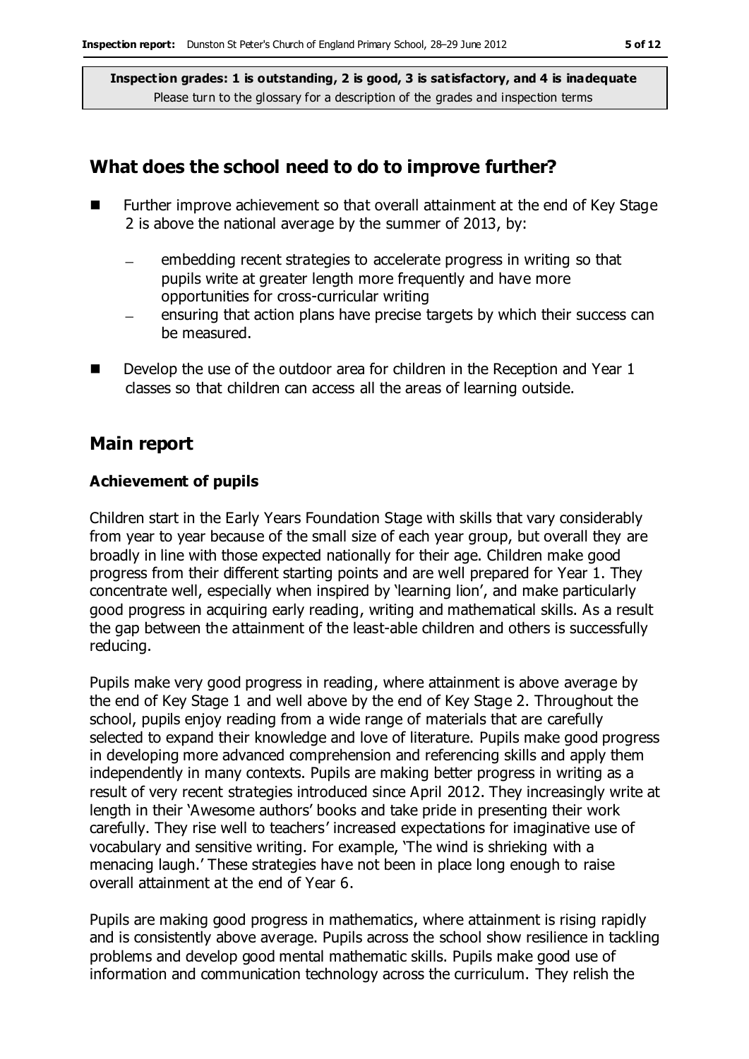**Inspection grades: 1 is outstanding, 2 is good, 3 is satisfactory, and 4 is inadequate**
Please turn to the glossary for a description of the grades and inspection terms

## What does the school need to do to improve further?

- Further improve achievement so that overall attainment at the end of Key Stage 2 is above the national average by the summer of 2013, by:
  - embedding recent strategies to accelerate progress in writing so that pupils write at greater length more frequently and have more opportunities for cross-curricular writing
  - ensuring that action plans have precise targets by which their success can be measured.
- Develop the use of the outdoor area for children in the Reception and Year 1 classes so that children can access all the areas of learning outside.

## Main report

### Achievement of pupils

Children start in the Early Years Foundation Stage with skills that vary considerably from year to year because of the small size of each year group, but overall they are broadly in line with those expected nationally for their age. Children make good progress from their different starting points and are well prepared for Year 1. They concentrate well, especially when inspired by 'learning lion', and make particularly good progress in acquiring early reading, writing and mathematical skills. As a result the gap between the attainment of the least-able children and others is successfully reducing.

Pupils make very good progress in reading, where attainment is above average by the end of Key Stage 1 and well above by the end of Key Stage 2. Throughout the school, pupils enjoy reading from a wide range of materials that are carefully selected to expand their knowledge and love of literature. Pupils make good progress in developing more advanced comprehension and referencing skills and apply them independently in many contexts. Pupils are making better progress in writing as a result of very recent strategies introduced since April 2012. They increasingly write at length in their 'Awesome authors' books and take pride in presenting their work carefully. They rise well to teachers' increased expectations for imaginative use of vocabulary and sensitive writing. For example, 'The wind is shrieking with a menacing laugh.' These strategies have not been in place long enough to raise overall attainment at the end of Year 6.

Pupils are making good progress in mathematics, where attainment is rising rapidly and is consistently above average. Pupils across the school show resilience in tackling problems and develop good mental mathematic skills. Pupils make good use of information and communication technology across the curriculum. They relish the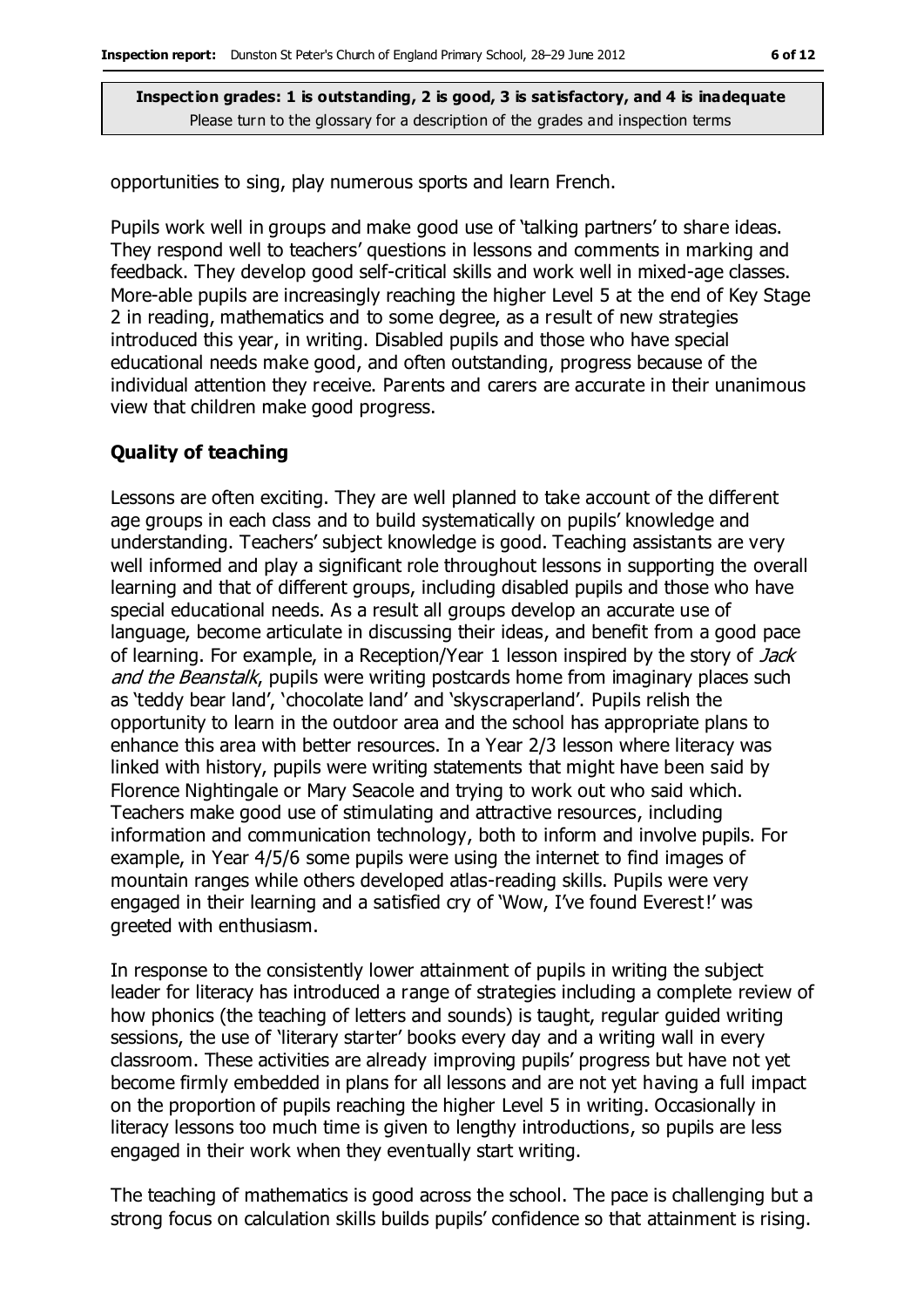opportunities to sing, play numerous sports and learn French.

Pupils work well in groups and make good use of 'talking partners' to share ideas. They respond well to teachers' questions in lessons and comments in marking and feedback. They develop good self-critical skills and work well in mixed-age classes. More-able pupils are increasingly reaching the higher Level 5 at the end of Key Stage 2 in reading, mathematics and to some degree, as a result of new strategies introduced this year, in writing. Disabled pupils and those who have special educational needs make good, and often outstanding, progress because of the individual attention they receive. Parents and carers are accurate in their unanimous view that children make good progress.

### Quality of teaching

Lessons are often exciting. They are well planned to take account of the different age groups in each class and to build systematically on pupils' knowledge and understanding. Teachers' subject knowledge is good. Teaching assistants are very well informed and play a significant role throughout lessons in supporting the overall learning and that of different groups, including disabled pupils and those who have special educational needs. As a result all groups develop an accurate use of language, become articulate in discussing their ideas, and benefit from a good pace of learning. For example, in a Reception/Year 1 lesson inspired by the story of *Jack and the Beanstalk*, pupils were writing postcards home from imaginary places such as 'teddy bear land', 'chocolate land' and 'skyscraperland'. Pupils relish the opportunity to learn in the outdoor area and the school has appropriate plans to enhance this area with better resources. In a Year 2/3 lesson where literacy was linked with history, pupils were writing statements that might have been said by Florence Nightingale or Mary Seacole and trying to work out who said which. Teachers make good use of stimulating and attractive resources, including information and communication technology, both to inform and involve pupils. For example, in Year 4/5/6 some pupils were using the internet to find images of mountain ranges while others developed atlas-reading skills. Pupils were very engaged in their learning and a satisfied cry of 'Wow, I've found Everest!' was greeted with enthusiasm.

In response to the consistently lower attainment of pupils in writing the subject leader for literacy has introduced a range of strategies including a complete review of how phonics (the teaching of letters and sounds) is taught, regular guided writing sessions, the use of 'literary starter' books every day and a writing wall in every classroom. These activities are already improving pupils' progress but have not yet become firmly embedded in plans for all lessons and are not yet having a full impact on the proportion of pupils reaching the higher Level 5 in writing. Occasionally in literacy lessons too much time is given to lengthy introductions, so pupils are less engaged in their work when they eventually start writing.

The teaching of mathematics is good across the school. The pace is challenging but a strong focus on calculation skills builds pupils' confidence so that attainment is rising.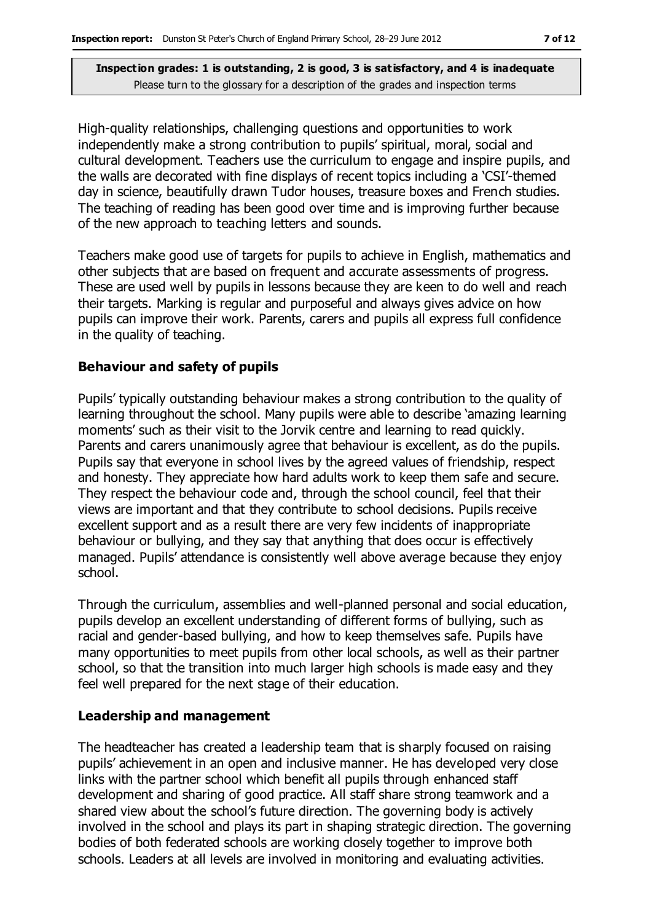High-quality relationships, challenging questions and opportunities to work independently make a strong contribution to pupils' spiritual, moral, social and cultural development. Teachers use the curriculum to engage and inspire pupils, and the walls are decorated with fine displays of recent topics including a 'CSI'-themed day in science, beautifully drawn Tudor houses, treasure boxes and French studies. The teaching of reading has been good over time and is improving further because of the new approach to teaching letters and sounds.

Teachers make good use of targets for pupils to achieve in English, mathematics and other subjects that are based on frequent and accurate assessments of progress. These are used well by pupils in lessons because they are keen to do well and reach their targets. Marking is regular and purposeful and always gives advice on how pupils can improve their work. Parents, carers and pupils all express full confidence in the quality of teaching.

### Behaviour and safety of pupils

Pupils' typically outstanding behaviour makes a strong contribution to the quality of learning throughout the school. Many pupils were able to describe 'amazing learning moments' such as their visit to the Jorvik centre and learning to read quickly. Parents and carers unanimously agree that behaviour is excellent, as do the pupils. Pupils say that everyone in school lives by the agreed values of friendship, respect and honesty. They appreciate how hard adults work to keep them safe and secure. They respect the behaviour code and, through the school council, feel that their views are important and that they contribute to school decisions. Pupils receive excellent support and as a result there are very few incidents of inappropriate behaviour or bullying, and they say that anything that does occur is effectively managed. Pupils' attendance is consistently well above average because they enjoy school.

Through the curriculum, assemblies and well-planned personal and social education, pupils develop an excellent understanding of different forms of bullying, such as racial and gender-based bullying, and how to keep themselves safe. Pupils have many opportunities to meet pupils from other local schools, as well as their partner school, so that the transition into much larger high schools is made easy and they feel well prepared for the next stage of their education.

### Leadership and management

The headteacher has created a leadership team that is sharply focused on raising pupils' achievement in an open and inclusive manner. He has developed very close links with the partner school which benefit all pupils through enhanced staff development and sharing of good practice. All staff share strong teamwork and a shared view about the school's future direction. The governing body is actively involved in the school and plays its part in shaping strategic direction. The governing bodies of both federated schools are working closely together to improve both schools. Leaders at all levels are involved in monitoring and evaluating activities.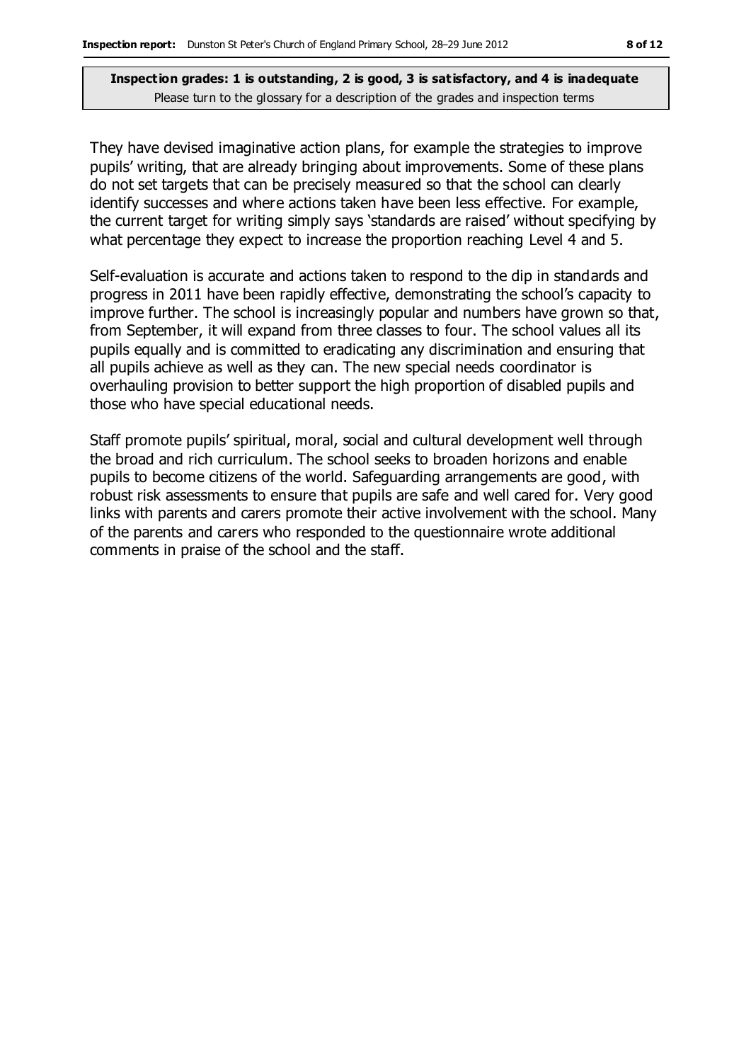**Inspection grades: 1 is outstanding, 2 is good, 3 is satisfactory, and 4 is inadequate**
Please turn to the glossary for a description of the grades and inspection terms

They have devised imaginative action plans, for example the strategies to improve pupils' writing, that are already bringing about improvements. Some of these plans do not set targets that can be precisely measured so that the school can clearly identify successes and where actions taken have been less effective. For example, the current target for writing simply says 'standards are raised' without specifying by what percentage they expect to increase the proportion reaching Level 4 and 5.

Self-evaluation is accurate and actions taken to respond to the dip in standards and progress in 2011 have been rapidly effective, demonstrating the school's capacity to improve further. The school is increasingly popular and numbers have grown so that, from September, it will expand from three classes to four. The school values all its pupils equally and is committed to eradicating any discrimination and ensuring that all pupils achieve as well as they can. The new special needs coordinator is overhauling provision to better support the high proportion of disabled pupils and those who have special educational needs.

Staff promote pupils' spiritual, moral, social and cultural development well through the broad and rich curriculum. The school seeks to broaden horizons and enable pupils to become citizens of the world. Safeguarding arrangements are good, with robust risk assessments to ensure that pupils are safe and well cared for. Very good links with parents and carers promote their active involvement with the school. Many of the parents and carers who responded to the questionnaire wrote additional comments in praise of the school and the staff.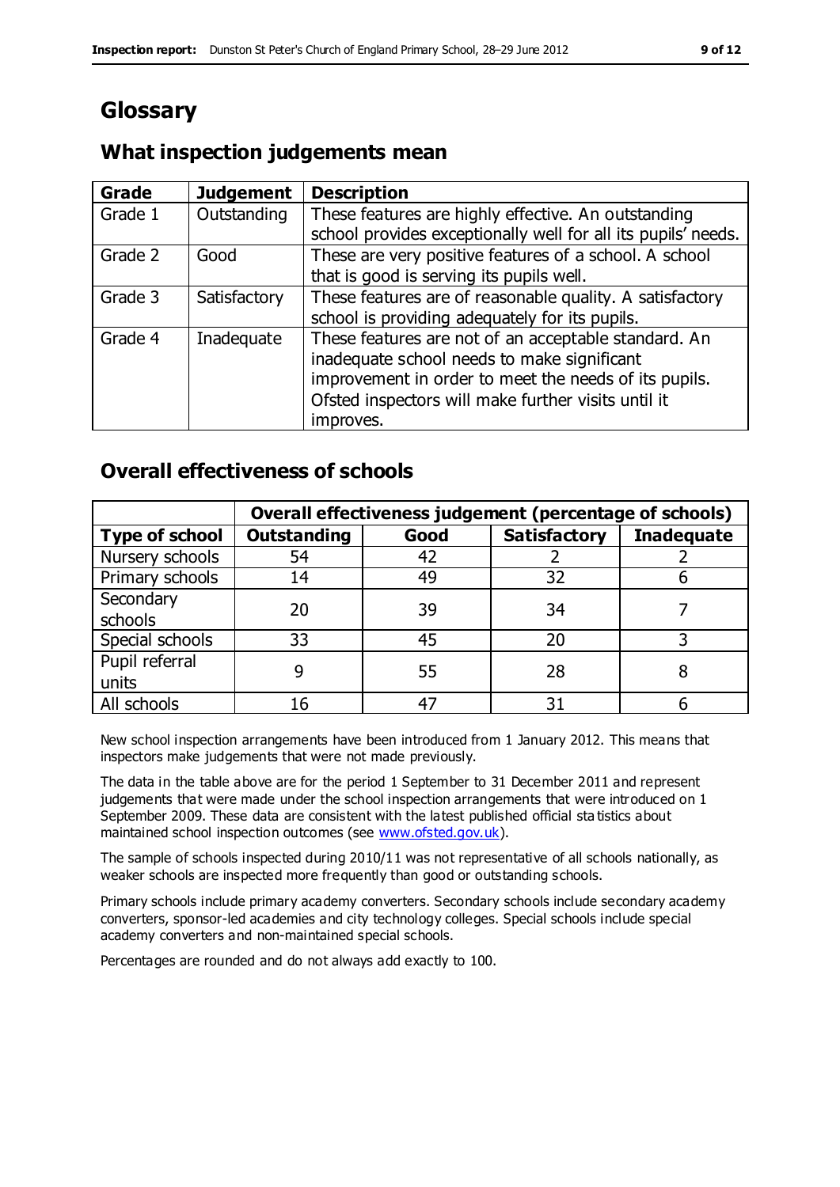# Glossary

## What inspection judgements mean

| Grade | Judgement | Description |
| --- | --- | --- |
| Grade 1 | Outstanding | These features are highly effective. An outstanding school provides exceptionally well for all its pupils' needs. |
| Grade 2 | Good | These are very positive features of a school. A school that is good is serving its pupils well. |
| Grade 3 | Satisfactory | These features are of reasonable quality. A satisfactory school is providing adequately for its pupils. |
| Grade 4 | Inadequate | These features are not of an acceptable standard. An inadequate school needs to make significant improvement in order to meet the needs of its pupils. Ofsted inspectors will make further visits until it improves. |

## Overall effectiveness of schools

| | Overall effectiveness judgement (percentage of schools) | | | |
| --- | --- | --- | --- | --- |
| **Type of school** | **Outstanding** | **Good** | **Satisfactory** | **Inadequate** |
| Nursery schools | 54 | 42 | 2 | 2 |
| Primary schools | 14 | 49 | 32 | 6 |
| Secondary schools | 20 | 39 | 34 | 7 |
| Special schools | 33 | 45 | 20 | 3 |
| Pupil referral units | 9 | 55 | 28 | 8 |
| All schools | 16 | 47 | 31 | 6 |

New school inspection arrangements have been introduced from 1 January 2012. This means that inspectors make judgements that were not made previously.

The data in the table above are for the period 1 September to 31 December 2011 and represent judgements that were made under the school inspection arrangements that were introduced on 1 September 2009. These data are consistent with the latest published official statistics about maintained school inspection outcomes (see www.ofsted.gov.uk).

The sample of schools inspected during 2010/11 was not representative of all schools nationally, as weaker schools are inspected more frequently than good or outstanding schools.

Primary schools include primary academy converters. Secondary schools include secondary academy converters, sponsor-led academies and city technology colleges. Special schools include special academy converters and non-maintained special schools.

Percentages are rounded and do not always add exactly to 100.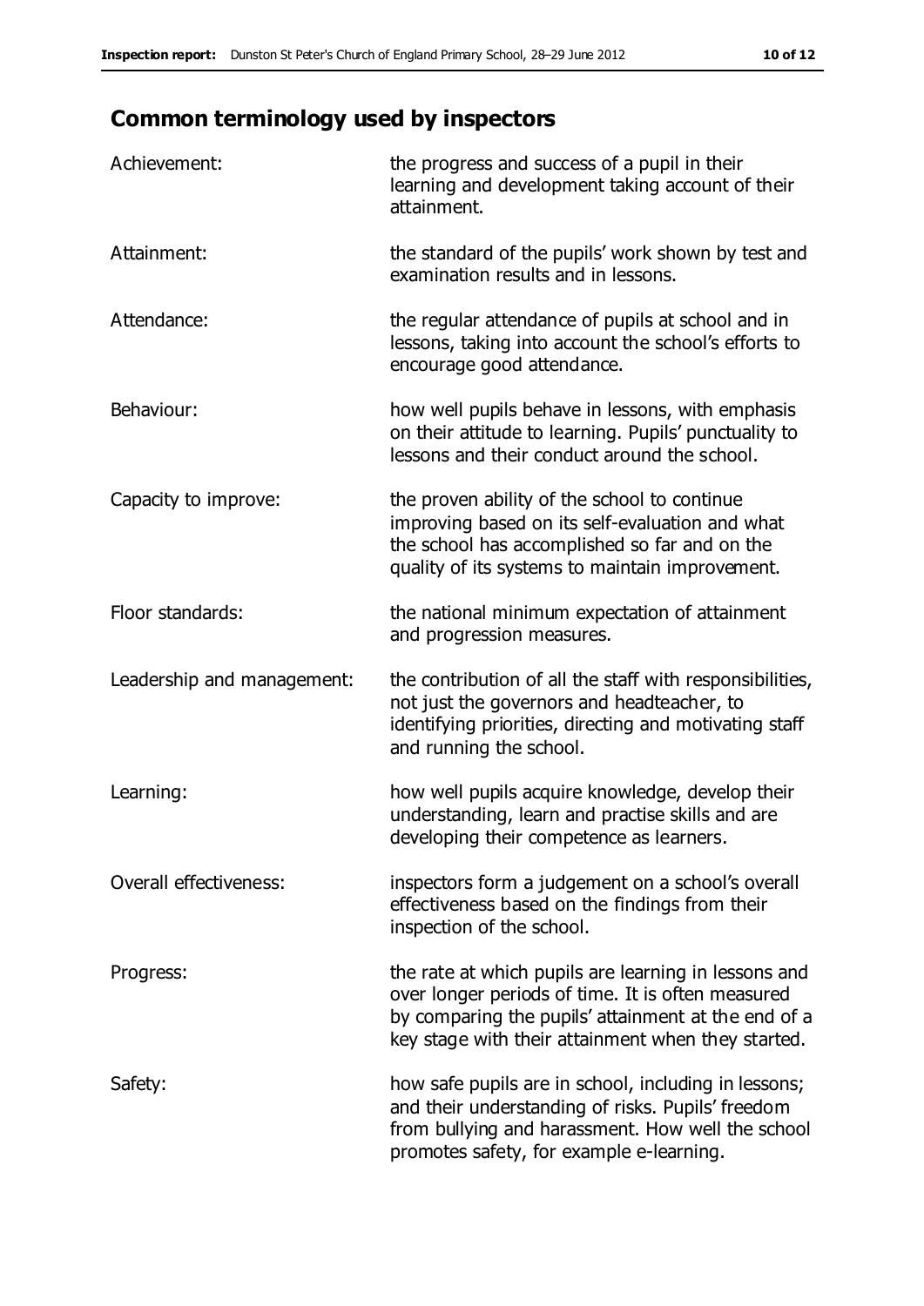## Common terminology used by inspectors

| | |
|---|---|
| Achievement: | the progress and success of a pupil in their learning and development taking account of their attainment. |
| Attainment: | the standard of the pupils' work shown by test and examination results and in lessons. |
| Attendance: | the regular attendance of pupils at school and in lessons, taking into account the school's efforts to encourage good attendance. |
| Behaviour: | how well pupils behave in lessons, with emphasis on their attitude to learning. Pupils' punctuality to lessons and their conduct around the school. |
| Capacity to improve: | the proven ability of the school to continue improving based on its self-evaluation and what the school has accomplished so far and on the quality of its systems to maintain improvement. |
| Floor standards: | the national minimum expectation of attainment and progression measures. |
| Leadership and management: | the contribution of all the staff with responsibilities, not just the governors and headteacher, to identifying priorities, directing and motivating staff and running the school. |
| Learning: | how well pupils acquire knowledge, develop their understanding, learn and practise skills and are developing their competence as learners. |
| Overall effectiveness: | inspectors form a judgement on a school's overall effectiveness based on the findings from their inspection of the school. |
| Progress: | the rate at which pupils are learning in lessons and over longer periods of time. It is often measured by comparing the pupils' attainment at the end of a key stage with their attainment when they started. |
| Safety: | how safe pupils are in school, including in lessons; and their understanding of risks. Pupils' freedom from bullying and harassment. How well the school promotes safety, for example e-learning. |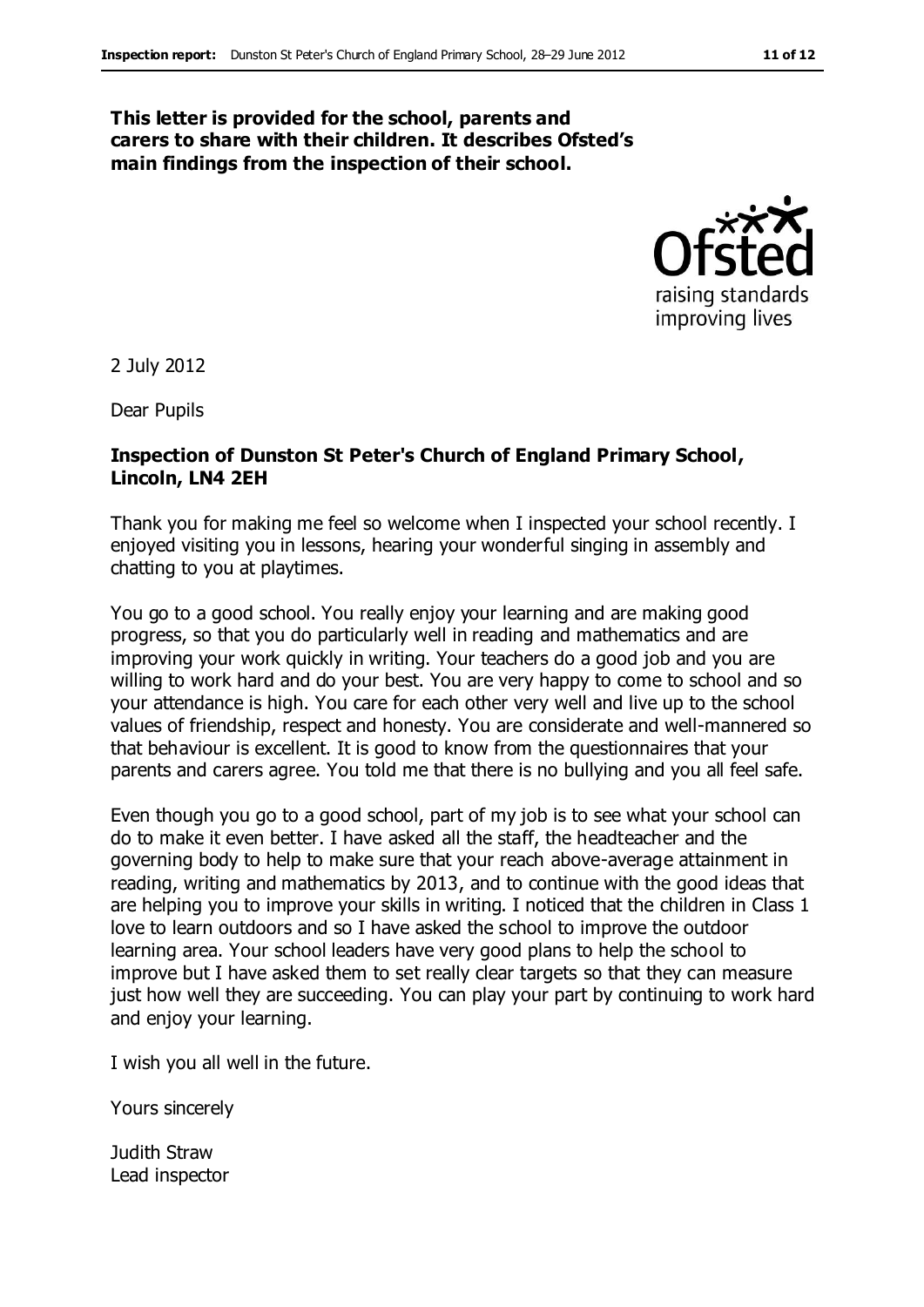**This letter is provided for the school, parents and carers to share with their children. It describes Ofsted's main findings from the inspection of their school.**

2 July 2012

Dear Pupils

**Inspection of Dunston St Peter's Church of England Primary School, Lincoln, LN4 2EH**

Thank you for making me feel so welcome when I inspected your school recently. I enjoyed visiting you in lessons, hearing your wonderful singing in assembly and chatting to you at playtimes.

You go to a good school. You really enjoy your learning and are making good progress, so that you do particularly well in reading and mathematics and are improving your work quickly in writing. Your teachers do a good job and you are willing to work hard and do your best. You are very happy to come to school and so your attendance is high. You care for each other very well and live up to the school values of friendship, respect and honesty. You are considerate and well-mannered so that behaviour is excellent. It is good to know from the questionnaires that your parents and carers agree. You told me that there is no bullying and you all feel safe.

Even though you go to a good school, part of my job is to see what your school can do to make it even better. I have asked all the staff, the headteacher and the governing body to help to make sure that your reach above-average attainment in reading, writing and mathematics by 2013, and to continue with the good ideas that are helping you to improve your skills in writing. I noticed that the children in Class 1 love to learn outdoors and so I have asked the school to improve the outdoor learning area. Your school leaders have very good plans to help the school to improve but I have asked them to set really clear targets so that they can measure just how well they are succeeding. You can play your part by continuing to work hard and enjoy your learning.

I wish you all well in the future.

Yours sincerely

Judith Straw
Lead inspector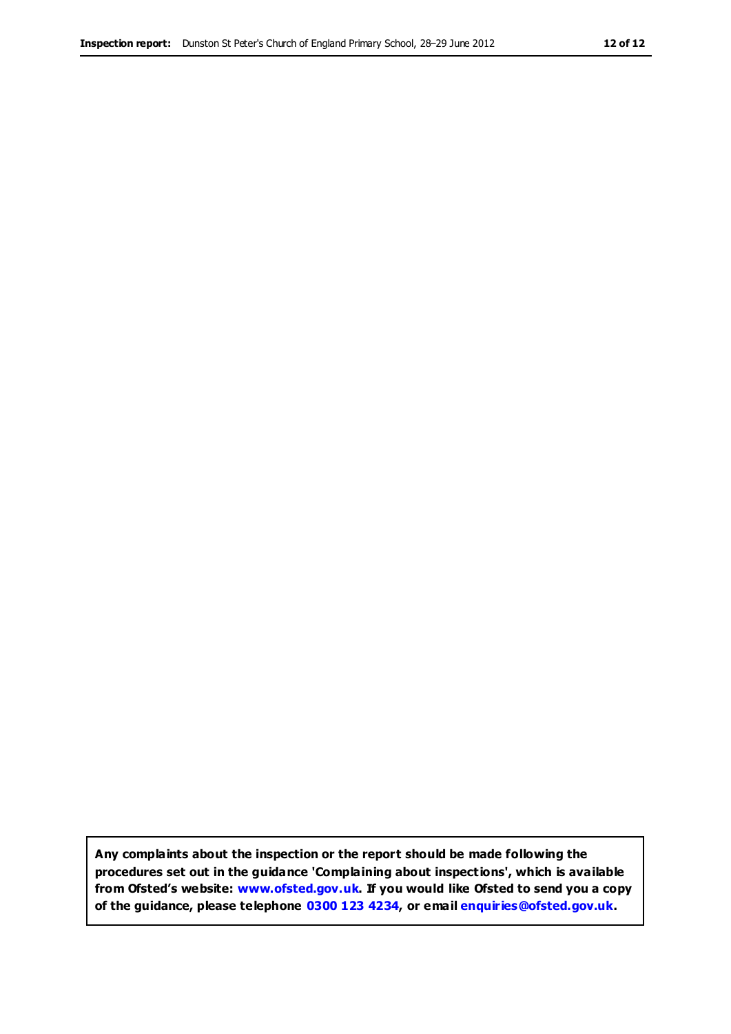**Any complaints about the inspection or the report should be made following the procedures set out in the guidance 'Complaining about inspections', which is available from Ofsted's website: www.ofsted.gov.uk. If you would like Ofsted to send you a copy of the guidance, please telephone 0300 123 4234, or email enquiries@ofsted.gov.uk.**